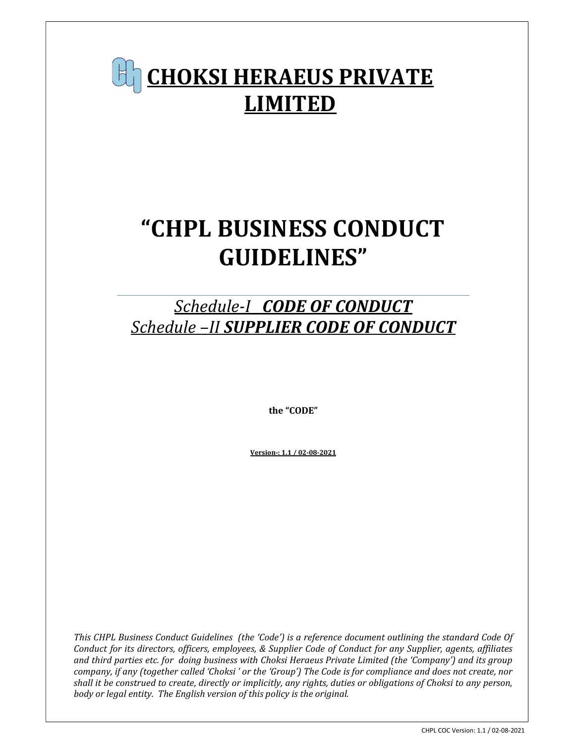# CHOKSI HERAEUS PRIVATE LIMITED

# "CHPL BUSINESS CONDUCT GUIDELINES"

## *Schedule-I* ***CODE OF CONDUCT***
## *Schedule –II* ***SUPPLIER CODE OF CONDUCT***

**the "CODE"**

**Version-: 1.1 / 02-08-2021**

*This CHPL Business Conduct Guidelines (the 'Code') is a reference document outlining the standard Code Of Conduct for its directors, officers, employees, & Supplier Code of Conduct for any Supplier, agents, affiliates and third parties etc. for doing business with Choksi Heraeus Private Limited (the 'Company') and its group company, if any (together called 'Choksi ' or the 'Group') The Code is for compliance and does not create, nor shall it be construed to create, directly or implicitly, any rights, duties or obligations of Choksi to any person, body or legal entity. The English version of this policy is the original.*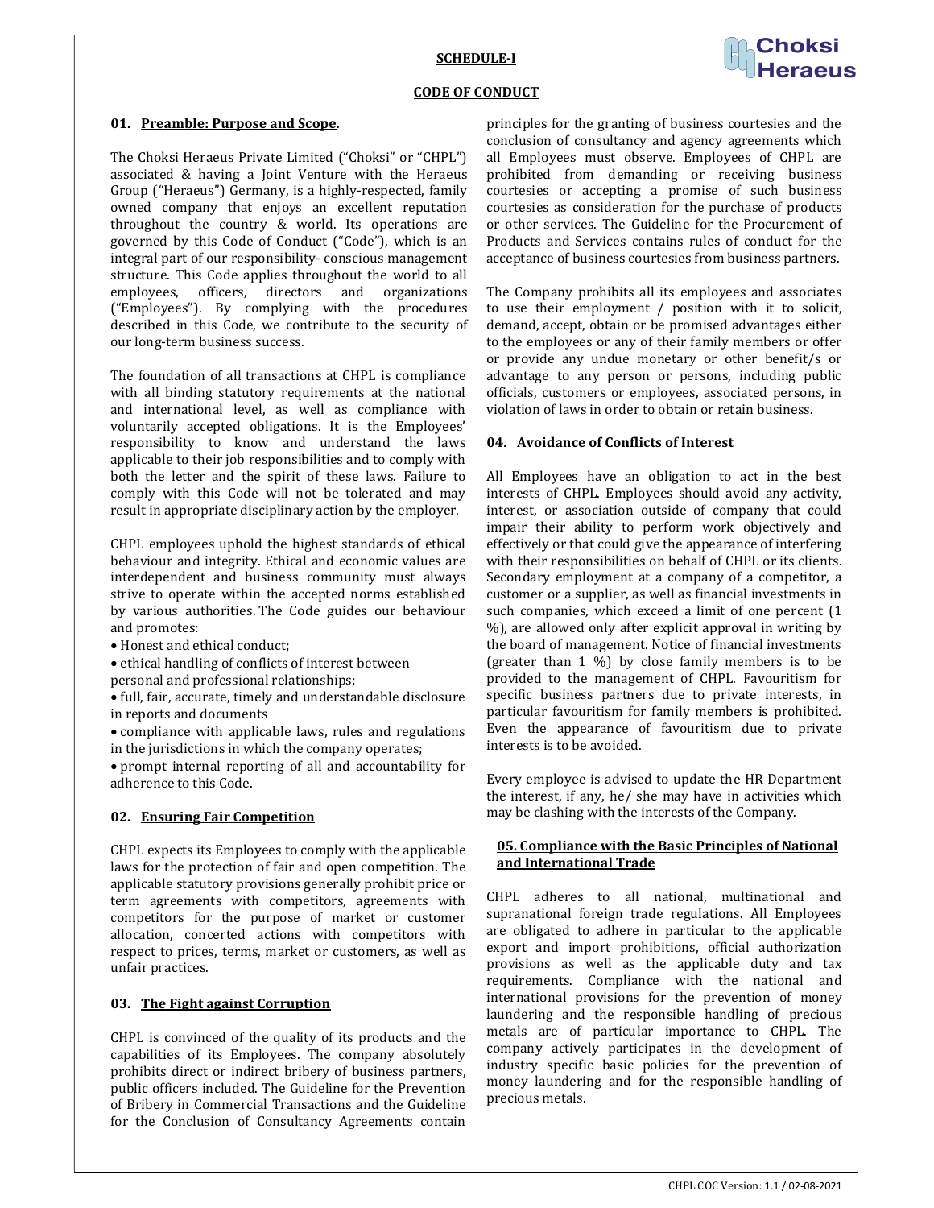**SCHEDULE-I**

**CODE OF CONDUCT**

### 01. Preamble: Purpose and Scope.

The Choksi Heraeus Private Limited ("Choksi" or "CHPL") associated & having a Joint Venture with the Heraeus Group ("Heraeus") Germany, is a highly-respected, family owned company that enjoys an excellent reputation throughout the country & world. Its operations are governed by this Code of Conduct ("Code"), which is an integral part of our responsibility- conscious management structure. This Code applies throughout the world to all employees, officers, directors and organizations ("Employees"). By complying with the procedures described in this Code, we contribute to the security of our long-term business success.

The foundation of all transactions at CHPL is compliance with all binding statutory requirements at the national and international level, as well as compliance with voluntarily accepted obligations. It is the Employees' responsibility to know and understand the laws applicable to their job responsibilities and to comply with both the letter and the spirit of these laws. Failure to comply with this Code will not be tolerated and may result in appropriate disciplinary action by the employer.

CHPL employees uphold the highest standards of ethical behaviour and integrity. Ethical and economic values are interdependent and business community must always strive to operate within the accepted norms established by various authorities. The Code guides our behaviour and promotes:

- Honest and ethical conduct;
- ethical handling of conflicts of interest between personal and professional relationships;
- full, fair, accurate, timely and understandable disclosure in reports and documents
- compliance with applicable laws, rules and regulations in the jurisdictions in which the company operates;
- prompt internal reporting of all and accountability for adherence to this Code.

### 02. Ensuring Fair Competition

CHPL expects its Employees to comply with the applicable laws for the protection of fair and open competition. The applicable statutory provisions generally prohibit price or term agreements with competitors, agreements with competitors for the purpose of market or customer allocation, concerted actions with competitors with respect to prices, terms, market or customers, as well as unfair practices.

### 03. The Fight against Corruption

CHPL is convinced of the quality of its products and the capabilities of its Employees. The company absolutely prohibits direct or indirect bribery of business partners, public officers included. The Guideline for the Prevention of Bribery in Commercial Transactions and the Guideline for the Conclusion of Consultancy Agreements contain principles for the granting of business courtesies and the conclusion of consultancy and agency agreements which all Employees must observe. Employees of CHPL are prohibited from demanding or receiving business courtesies or accepting a promise of such business courtesies as consideration for the purchase of products or other services. The Guideline for the Procurement of Products and Services contains rules of conduct for the acceptance of business courtesies from business partners.

The Company prohibits all its employees and associates to use their employment / position with it to solicit, demand, accept, obtain or be promised advantages either to the employees or any of their family members or offer or provide any undue monetary or other benefit/s or advantage to any person or persons, including public officials, customers or employees, associated persons, in violation of laws in order to obtain or retain business.

### 04. Avoidance of Conflicts of Interest

All Employees have an obligation to act in the best interests of CHPL. Employees should avoid any activity, interest, or association outside of company that could impair their ability to perform work objectively and effectively or that could give the appearance of interfering with their responsibilities on behalf of CHPL or its clients. Secondary employment at a company of a competitor, a customer or a supplier, as well as financial investments in such companies, which exceed a limit of one percent (1 %), are allowed only after explicit approval in writing by the board of management. Notice of financial investments (greater than 1 %) by close family members is to be provided to the management of CHPL. Favouritism for specific business partners due to private interests, in particular favouritism for family members is prohibited. Even the appearance of favouritism due to private interests is to be avoided.

Every employee is advised to update the HR Department the interest, if any, he/ she may have in activities which may be clashing with the interests of the Company.

### 05. Compliance with the Basic Principles of National and International Trade

CHPL adheres to all national, multinational and supranational foreign trade regulations. All Employees are obligated to adhere in particular to the applicable export and import prohibitions, official authorization provisions as well as the applicable duty and tax requirements. Compliance with the national and international provisions for the prevention of money laundering and the responsible handling of precious metals are of particular importance to CHPL. The company actively participates in the development of industry specific basic policies for the prevention of money laundering and for the responsible handling of precious metals.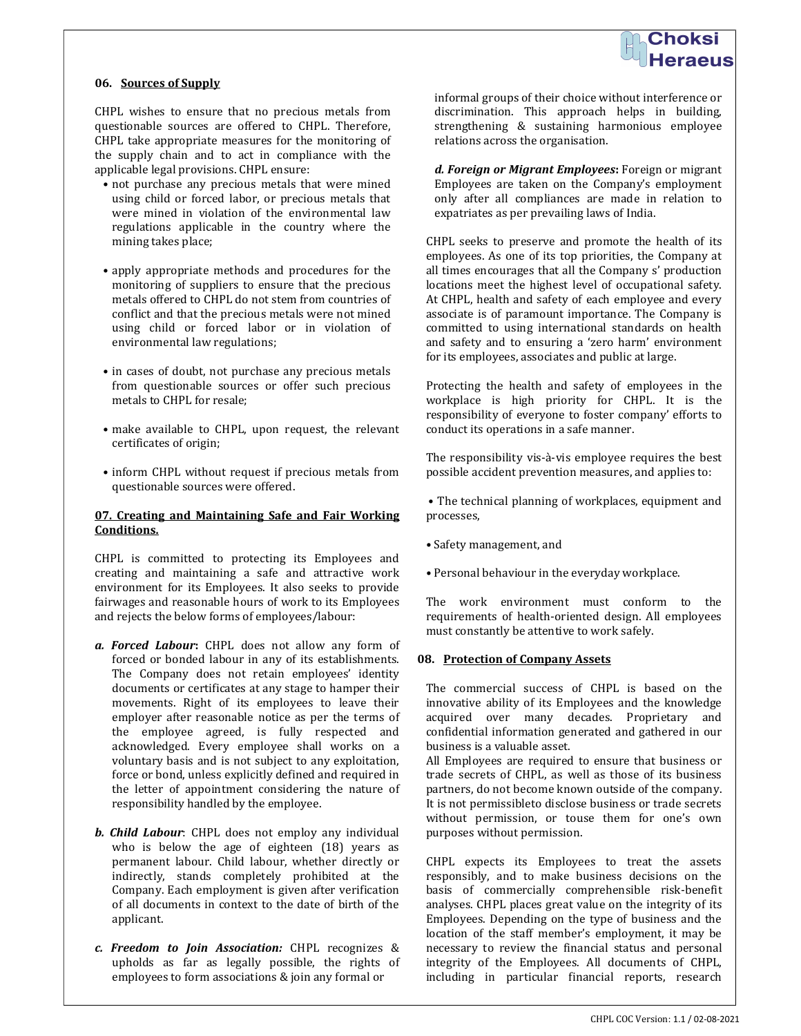## 06. Sources of Supply

CHPL wishes to ensure that no precious metals from questionable sources are offered to CHPL. Therefore, CHPL take appropriate measures for the monitoring of the supply chain and to act in compliance with the applicable legal provisions. CHPL ensure:

- not purchase any precious metals that were mined using child or forced labor, or precious metals that were mined in violation of the environmental law regulations applicable in the country where the mining takes place;
- apply appropriate methods and procedures for the monitoring of suppliers to ensure that the precious metals offered to CHPL do not stem from countries of conflict and that the precious metals were not mined using child or forced labor or in violation of environmental law regulations;
- in cases of doubt, not purchase any precious metals from questionable sources or offer such precious metals to CHPL for resale;
- make available to CHPL, upon request, the relevant certificates of origin;
- inform CHPL without request if precious metals from questionable sources were offered.

## 07. Creating and Maintaining Safe and Fair Working Conditions.

CHPL is committed to protecting its Employees and creating and maintaining a safe and attractive work environment for its Employees. It also seeks to provide fairwages and reasonable hours of work to its Employees and rejects the below forms of employees/labour:

***a. Forced Labour*:** CHPL does not allow any form of forced or bonded labour in any of its establishments. The Company does not retain employees' identity documents or certificates at any stage to hamper their movements. Right of its employees to leave their employer after reasonable notice as per the terms of the employee agreed, is fully respected and acknowledged. Every employee shall works on a voluntary basis and is not subject to any exploitation, force or bond, unless explicitly defined and required in the letter of appointment considering the nature of responsibility handled by the employee.

***b. Child Labour***: CHPL does not employ any individual who is below the age of eighteen (18) years as permanent labour. Child labour, whether directly or indirectly, stands completely prohibited at the Company. Each employment is given after verification of all documents in context to the date of birth of the applicant.

***c. Freedom to Join Association:*** CHPL recognizes & upholds as far as legally possible, the rights of employees to form associations & join any formal or informal groups of their choice without interference or discrimination. This approach helps in building, strengthening & sustaining harmonious employee relations across the organisation.

***d. Foreign or Migrant Employees*:** Foreign or migrant Employees are taken on the Company's employment only after all compliances are made in relation to expatriates as per prevailing laws of India.

CHPL seeks to preserve and promote the health of its employees. As one of its top priorities, the Company at all times encourages that all the Company s' production locations meet the highest level of occupational safety. At CHPL, health and safety of each employee and every associate is of paramount importance. The Company is committed to using international standards on health and safety and to ensuring a 'zero harm' environment for its employees, associates and public at large.

Protecting the health and safety of employees in the workplace is high priority for CHPL. It is the responsibility of everyone to foster company' efforts to conduct its operations in a safe manner.

The responsibility vis-à-vis employee requires the best possible accident prevention measures, and applies to:

- The technical planning of workplaces, equipment and processes,
- Safety management, and
- Personal behaviour in the everyday workplace.

The work environment must conform to the requirements of health-oriented design. All employees must constantly be attentive to work safely.

## 08. Protection of Company Assets

The commercial success of CHPL is based on the innovative ability of its Employees and the knowledge acquired over many decades. Proprietary and confidential information generated and gathered in our business is a valuable asset.
All Employees are required to ensure that business or trade secrets of CHPL, as well as those of its business partners, do not become known outside of the company. It is not permissibleto disclose business or trade secrets without permission, or touse them for one's own purposes without permission.

CHPL expects its Employees to treat the assets responsibly, and to make business decisions on the basis of commercially comprehensible risk-benefit analyses. CHPL places great value on the integrity of its Employees. Depending on the type of business and the location of the staff member's employment, it may be necessary to review the financial status and personal integrity of the Employees. All documents of CHPL, including in particular financial reports, research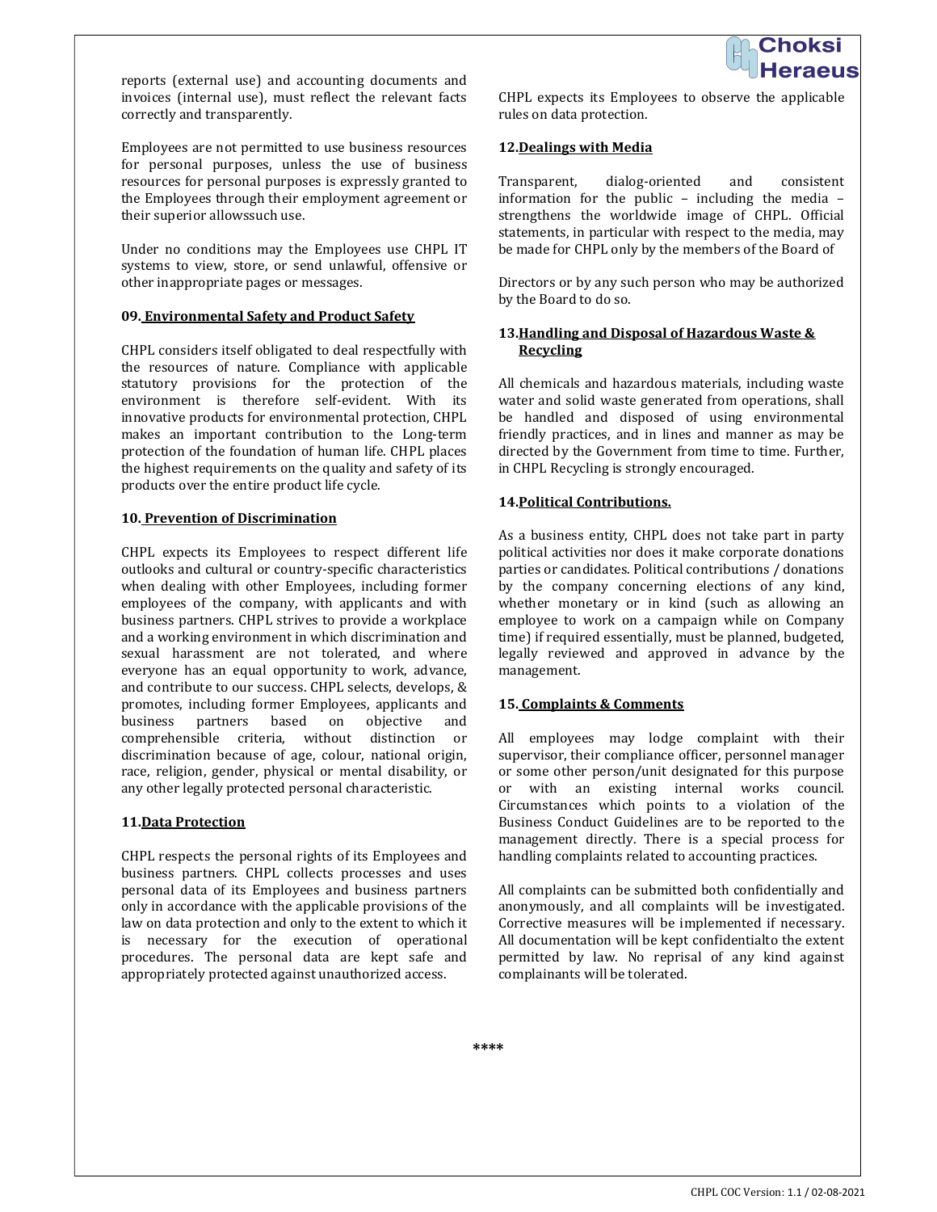reports (external use) and accounting documents and invoices (internal use), must reflect the relevant facts correctly and transparently.

Employees are not permitted to use business resources for personal purposes, unless the use of business resources for personal purposes is expressly granted to the Employees through their employment agreement or their superior allowssuch use.

Under no conditions may the Employees use CHPL IT systems to view, store, or send unlawful, offensive or other inappropriate pages or messages.

### 09. Environmental Safety and Product Safety

CHPL considers itself obligated to deal respectfully with the resources of nature. Compliance with applicable statutory provisions for the protection of the environment is therefore self-evident. With its innovative products for environmental protection, CHPL makes an important contribution to the Long-term protection of the foundation of human life. CHPL places the highest requirements on the quality and safety of its products over the entire product life cycle.

### 10. Prevention of Discrimination

CHPL expects its Employees to respect different life outlooks and cultural or country-specific characteristics when dealing with other Employees, including former employees of the company, with applicants and with business partners. CHPL strives to provide a workplace and a working environment in which discrimination and sexual harassment are not tolerated, and where everyone has an equal opportunity to work, advance, and contribute to our success. CHPL selects, develops, & promotes, including former Employees, applicants and business partners based on objective and comprehensible criteria, without distinction or discrimination because of age, colour, national origin, race, religion, gender, physical or mental disability, or any other legally protected personal characteristic.

### 11. Data Protection

CHPL respects the personal rights of its Employees and business partners. CHPL collects processes and uses personal data of its Employees and business partners only in accordance with the applicable provisions of the law on data protection and only to the extent to which it is necessary for the execution of operational procedures. The personal data are kept safe and appropriately protected against unauthorized access.

CHPL expects its Employees to observe the applicable rules on data protection.

### 12. Dealings with Media

Transparent, dialog-oriented and consistent information for the public – including the media – strengthens the worldwide image of CHPL. Official statements, in particular with respect to the media, may be made for CHPL only by the members of the Board of Directors or by any such person who may be authorized by the Board to do so.

### 13. Handling and Disposal of Hazardous Waste & Recycling

All chemicals and hazardous materials, including waste water and solid waste generated from operations, shall be handled and disposed of using environmental friendly practices, and in lines and manner as may be directed by the Government from time to time. Further, in CHPL Recycling is strongly encouraged.

### 14. Political Contributions.

As a business entity, CHPL does not take part in party political activities nor does it make corporate donations parties or candidates. Political contributions / donations by the company concerning elections of any kind, whether monetary or in kind (such as allowing an employee to work on a campaign while on Company time) if required essentially, must be planned, budgeted, legally reviewed and approved in advance by the management.

### 15. Complaints & Comments

All employees may lodge complaint with their supervisor, their compliance officer, personnel manager or some other person/unit designated for this purpose or with an existing internal works council. Circumstances which points to a violation of the Business Conduct Guidelines are to be reported to the management directly. There is a special process for handling complaints related to accounting practices.

All complaints can be submitted both confidentially and anonymously, and all complaints will be investigated. Corrective measures will be implemented if necessary. All documentation will be kept confidentialto the extent permitted by law. No reprisal of any kind against complainants will be tolerated.

****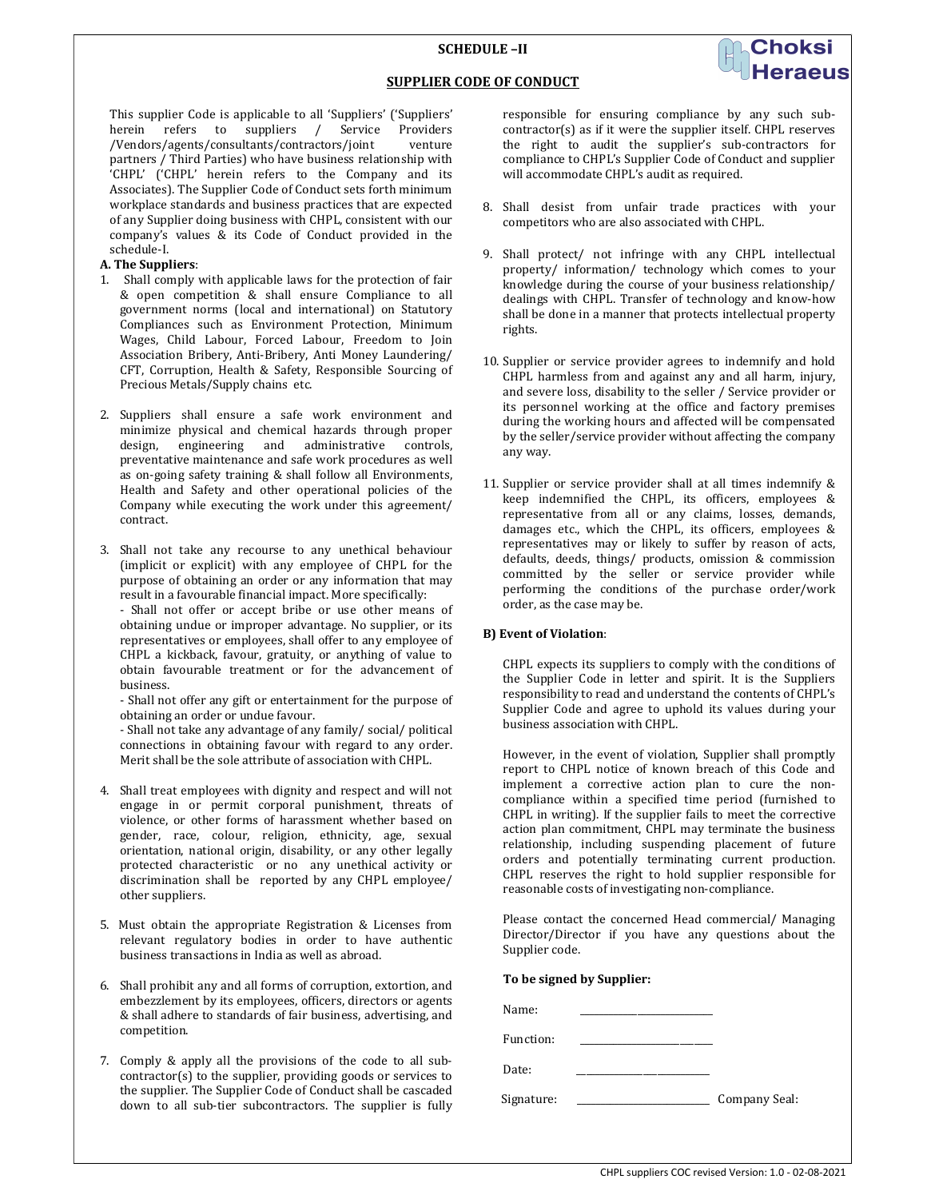# SCHEDULE –II

## SUPPLIER CODE OF CONDUCT

This supplier Code is applicable to all 'Suppliers' ('Suppliers' herein refers to suppliers / Service Providers /Vendors/agents/consultants/contractors/joint venture partners / Third Parties) who have business relationship with 'CHPL' ('CHPL' herein refers to the Company and its Associates). The Supplier Code of Conduct sets forth minimum workplace standards and business practices that are expected of any Supplier doing business with CHPL, consistent with our company's values & its Code of Conduct provided in the schedule-I.

**A. The Suppliers**:

1. Shall comply with applicable laws for the protection of fair & open competition & shall ensure Compliance to all government norms (local and international) on Statutory Compliances such as Environment Protection, Minimum Wages, Child Labour, Forced Labour, Freedom to Join Association Bribery, Anti-Bribery, Anti Money Laundering/ CFT, Corruption, Health & Safety, Responsible Sourcing of Precious Metals/Supply chains etc.

2. Suppliers shall ensure a safe work environment and minimize physical and chemical hazards through proper design, engineering and administrative controls, preventative maintenance and safe work procedures as well as on-going safety training & shall follow all Environments, Health and Safety and other operational policies of the Company while executing the work under this agreement/ contract.

3. Shall not take any recourse to any unethical behaviour (implicit or explicit) with any employee of CHPL for the purpose of obtaining an order or any information that may result in a favourable financial impact. More specifically:
   - Shall not offer or accept bribe or use other means of obtaining undue or improper advantage. No supplier, or its representatives or employees, shall offer to any employee of CHPL a kickback, favour, gratuity, or anything of value to obtain favourable treatment or for the advancement of business.
   - Shall not offer any gift or entertainment for the purpose of obtaining an order or undue favour.
   - Shall not take any advantage of any family/ social/ political connections in obtaining favour with regard to any order. Merit shall be the sole attribute of association with CHPL.

4. Shall treat employees with dignity and respect and will not engage in or permit corporal punishment, threats of violence, or other forms of harassment whether based on gender, race, colour, religion, ethnicity, age, sexual orientation, national origin, disability, or any other legally protected characteristic or no any unethical activity or discrimination shall be reported by any CHPL employee/ other suppliers.

5. Must obtain the appropriate Registration & Licenses from relevant regulatory bodies in order to have authentic business transactions in India as well as abroad.

6. Shall prohibit any and all forms of corruption, extortion, and embezzlement by its employees, officers, directors or agents & shall adhere to standards of fair business, advertising, and competition.

7. Comply & apply all the provisions of the code to all sub-contractor(s) to the supplier, providing goods or services to the supplier. The Supplier Code of Conduct shall be cascaded down to all sub-tier subcontractors. The supplier is fully responsible for ensuring compliance by any such sub-contractor(s) as if it were the supplier itself. CHPL reserves the right to audit the supplier's sub-contractors for compliance to CHPL's Supplier Code of Conduct and supplier will accommodate CHPL's audit as required.

8. Shall desist from unfair trade practices with your competitors who are also associated with CHPL.

9. Shall protect/ not infringe with any CHPL intellectual property/ information/ technology which comes to your knowledge during the course of your business relationship/ dealings with CHPL. Transfer of technology and know-how shall be done in a manner that protects intellectual property rights.

10. Supplier or service provider agrees to indemnify and hold CHPL harmless from and against any and all harm, injury, and severe loss, disability to the seller / Service provider or its personnel working at the office and factory premises during the working hours and affected will be compensated by the seller/service provider without affecting the company any way.

11. Supplier or service provider shall at all times indemnify & keep indemnified the CHPL, its officers, employees & representative from all or any claims, losses, demands, damages etc., which the CHPL, its officers, employees & representatives may or likely to suffer by reason of acts, defaults, deeds, things/ products, omission & commission committed by the seller or service provider while performing the conditions of the purchase order/work order, as the case may be.

**B) Event of Violation**:

CHPL expects its suppliers to comply with the conditions of the Supplier Code in letter and spirit. It is the Suppliers responsibility to read and understand the contents of CHPL's Supplier Code and agree to uphold its values during your business association with CHPL.

However, in the event of violation, Supplier shall promptly report to CHPL notice of known breach of this Code and implement a corrective action plan to cure the non-compliance within a specified time period (furnished to CHPL in writing). If the supplier fails to meet the corrective action plan commitment, CHPL may terminate the business relationship, including suspending placement of future orders and potentially terminating current production. CHPL reserves the right to hold supplier responsible for reasonable costs of investigating non-compliance.

Please contact the concerned Head commercial/ Managing Director/Director if you have any questions about the Supplier code.

**To be signed by Supplier:**

Name: ______________________

Function: ______________________

Date: ______________________

Signature: ______________________ Company Seal:

CHPL suppliers COC revised Version: 1.0 - 02-08-2021